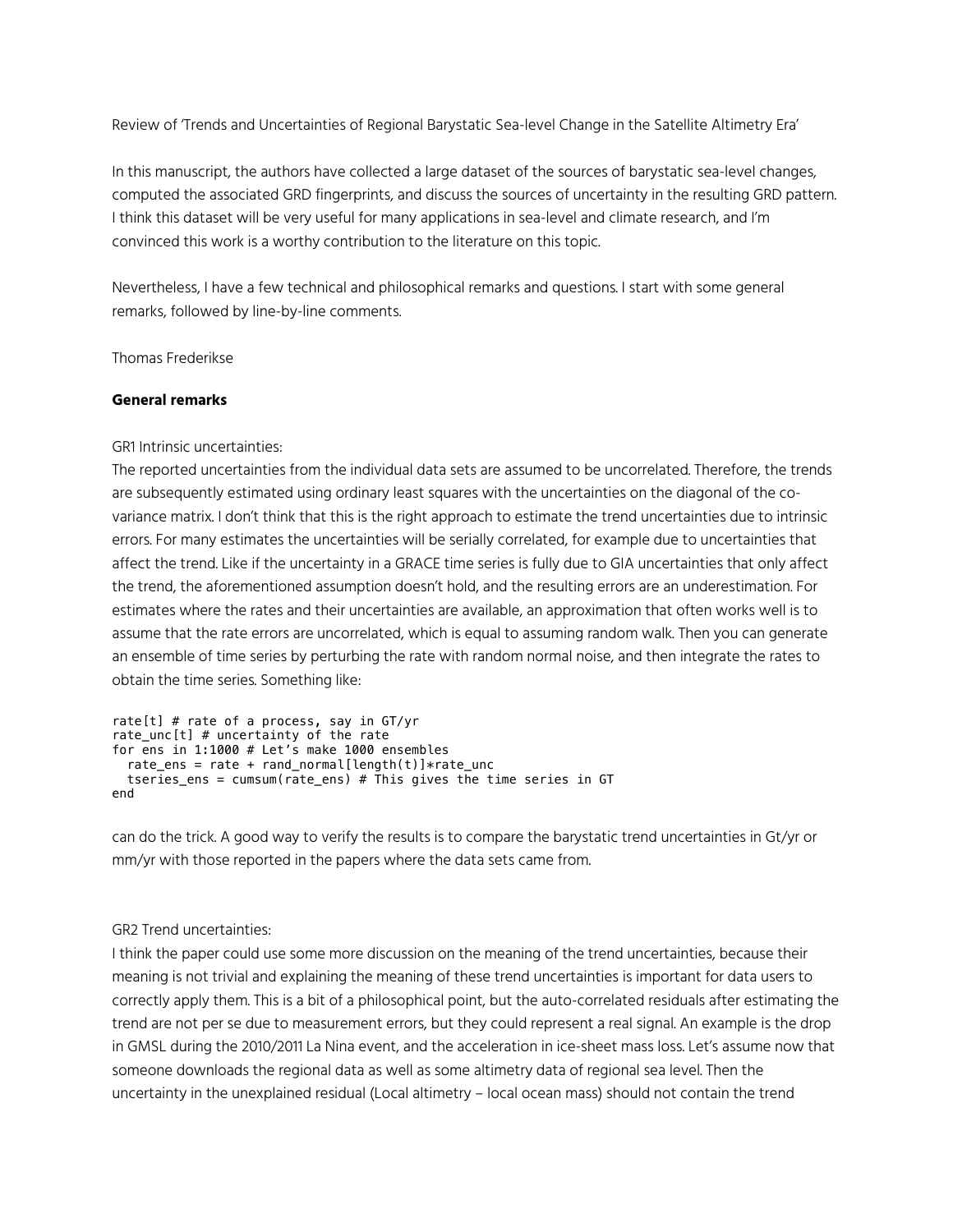Review of 'Trends and Uncertainties of Regional Barystatic Sea-level Change in the Satellite Altimetry Era'

In this manuscript, the authors have collected a large dataset of the sources of barystatic sea-level changes, computed the associated GRD fingerprints, and discuss the sources of uncertainty in the resulting GRD pattern. I think this dataset will be very useful for many applications in sea-level and climate research, and I'm convinced this work is a worthy contribution to the literature on this topic.

Nevertheless, I have a few technical and philosophical remarks and questions. I start with some general remarks, followed by line-by-line comments.

Thomas Frederikse

**General remarks**

GR1 Intrinsic uncertainties:
The reported uncertainties from the individual data sets are assumed to be uncorrelated. Therefore, the trends are subsequently estimated using ordinary least squares with the uncertainties on the diagonal of the co-variance matrix. I don't think that this is the right approach to estimate the trend uncertainties due to intrinsic errors. For many estimates the uncertainties will be serially correlated, for example due to uncertainties that affect the trend. Like if the uncertainty in a GRACE time series is fully due to GIA uncertainties that only affect the trend, the aforementioned assumption doesn't hold, and the resulting errors are an underestimation. For estimates where the rates and their uncertainties are available, an approximation that often works well is to assume that the rate errors are uncorrelated, which is equal to assuming random walk. Then you can generate an ensemble of time series by perturbing the rate with random normal noise, and then integrate the rates to obtain the time series. Something like:

```
rate[t] # rate of a process, say in GT/yr
rate_unc[t] # uncertainty of the rate
for ens in 1:1000 # Let's make 1000 ensembles
  rate_ens = rate + rand_normal[length(t)]*rate_unc
  tseries_ens = cumsum(rate_ens) # This gives the time series in GT
end
```

can do the trick. A good way to verify the results is to compare the barystatic trend uncertainties in Gt/yr or mm/yr with those reported in the papers where the data sets came from.

GR2 Trend uncertainties:
I think the paper could use some more discussion on the meaning of the trend uncertainties, because their meaning is not trivial and explaining the meaning of these trend uncertainties is important for data users to correctly apply them. This is a bit of a philosophical point, but the auto-correlated residuals after estimating the trend are not per se due to measurement errors, but they could represent a real signal. An example is the drop in GMSL during the 2010/2011 La Nina event, and the acceleration in ice-sheet mass loss. Let's assume now that someone downloads the regional data as well as some altimetry data of regional sea level. Then the uncertainty in the unexplained residual (Local altimetry – local ocean mass) should not contain the trend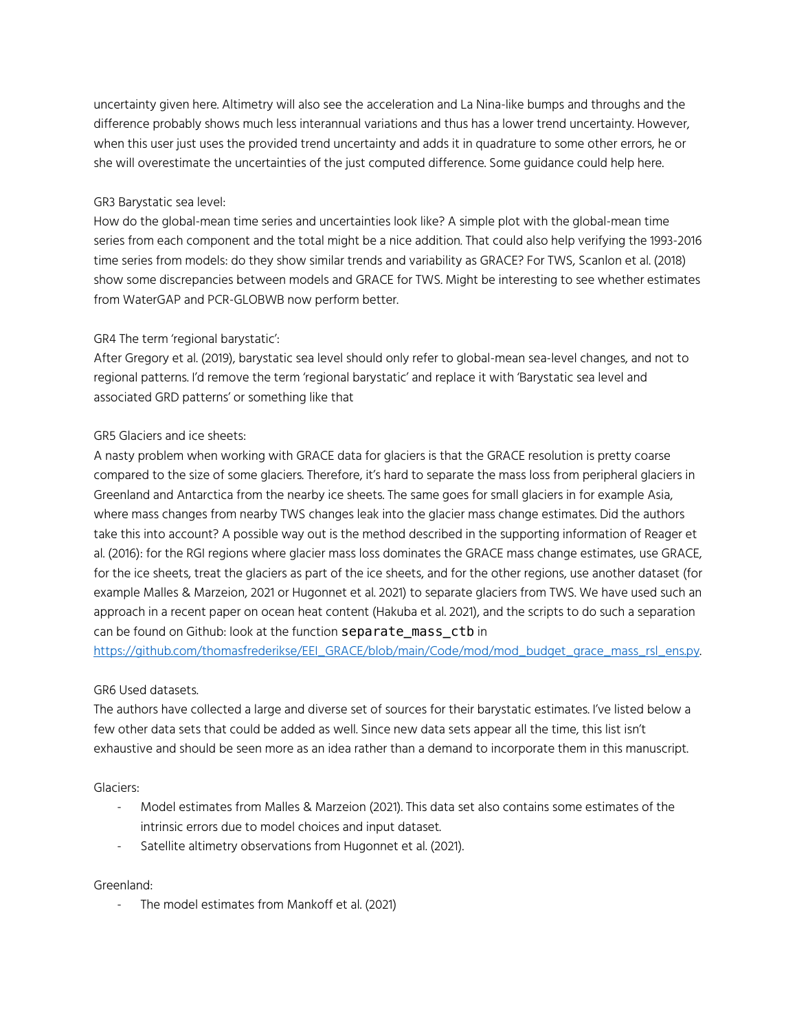uncertainty given here. Altimetry will also see the acceleration and La Nina-like bumps and throughs and the difference probably shows much less interannual variations and thus has a lower trend uncertainty. However, when this user just uses the provided trend uncertainty and adds it in quadrature to some other errors, he or she will overestimate the uncertainties of the just computed difference. Some guidance could help here.

GR3 Barystatic sea level:
How do the global-mean time series and uncertainties look like? A simple plot with the global-mean time series from each component and the total might be a nice addition. That could also help verifying the 1993-2016 time series from models: do they show similar trends and variability as GRACE? For TWS, Scanlon et al. (2018) show some discrepancies between models and GRACE for TWS. Might be interesting to see whether estimates from WaterGAP and PCR-GLOBWB now perform better.

GR4 The term 'regional barystatic':
After Gregory et al. (2019), barystatic sea level should only refer to global-mean sea-level changes, and not to regional patterns. I'd remove the term 'regional barystatic' and replace it with 'Barystatic sea level and associated GRD patterns' or something like that

GR5 Glaciers and ice sheets:
A nasty problem when working with GRACE data for glaciers is that the GRACE resolution is pretty coarse compared to the size of some glaciers. Therefore, it's hard to separate the mass loss from peripheral glaciers in Greenland and Antarctica from the nearby ice sheets. The same goes for small glaciers in for example Asia, where mass changes from nearby TWS changes leak into the glacier mass change estimates. Did the authors take this into account? A possible way out is the method described in the supporting information of Reager et al. (2016): for the RGI regions where glacier mass loss dominates the GRACE mass change estimates, use GRACE, for the ice sheets, treat the glaciers as part of the ice sheets, and for the other regions, use another dataset (for example Malles & Marzeion, 2021 or Hugonnet et al. 2021) to separate glaciers from TWS. We have used such an approach in a recent paper on ocean heat content (Hakuba et al. 2021), and the scripts to do such a separation can be found on Github: look at the function `separate_mass_ctb` in https://github.com/thomasfrederikse/EEI_GRACE/blob/main/Code/mod/mod_budget_grace_mass_rsl_ens.py.

GR6 Used datasets.
The authors have collected a large and diverse set of sources for their barystatic estimates. I've listed below a few other data sets that could be added as well. Since new data sets appear all the time, this list isn't exhaustive and should be seen more as an idea rather than a demand to incorporate them in this manuscript.

Glaciers:

- Model estimates from Malles & Marzeion (2021). This data set also contains some estimates of the intrinsic errors due to model choices and input dataset.
- Satellite altimetry observations from Hugonnet et al. (2021).

Greenland:

- The model estimates from Mankoff et al. (2021)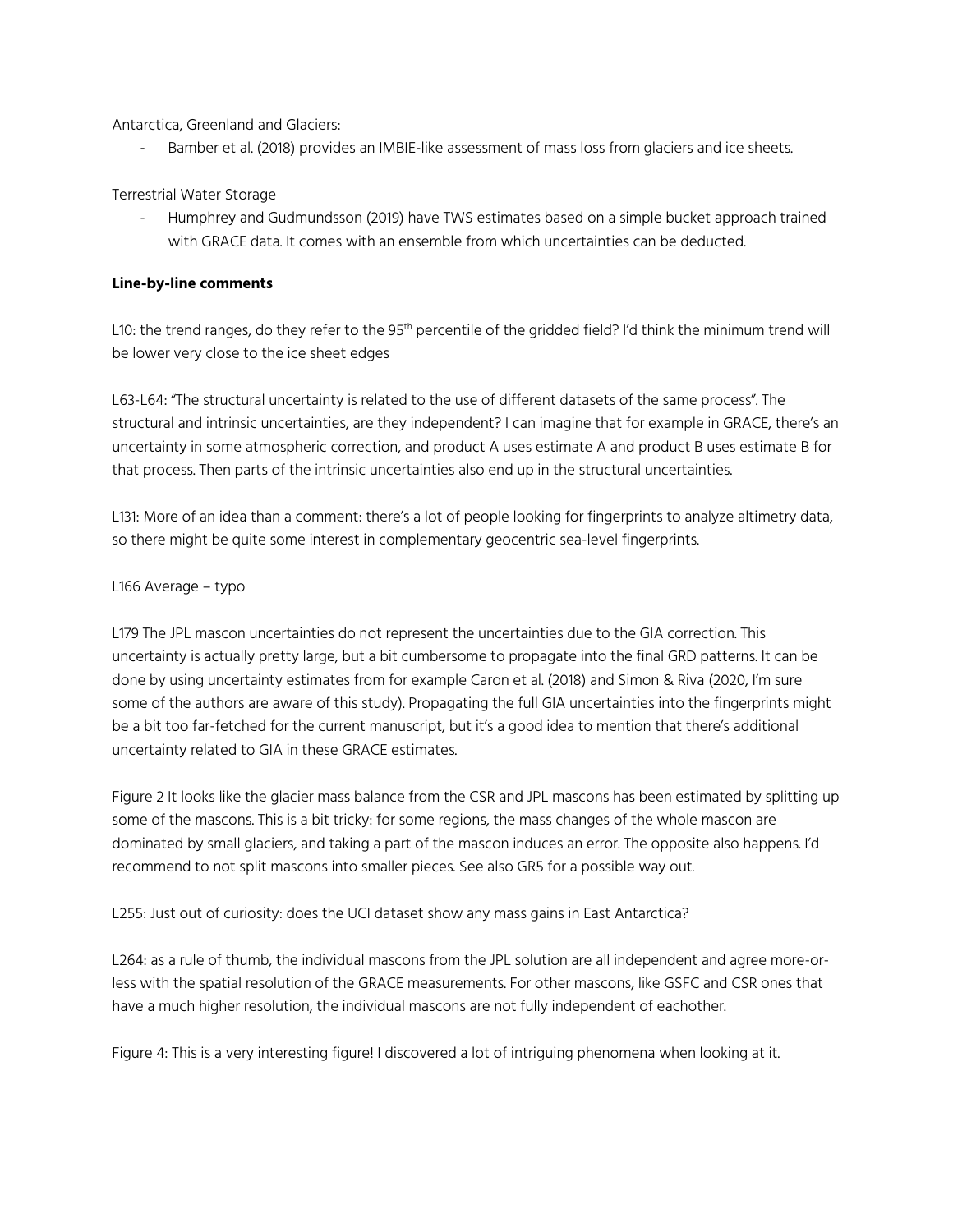Antarctica, Greenland and Glaciers:

- Bamber et al. (2018) provides an IMBIE-like assessment of mass loss from glaciers and ice sheets.

Terrestrial Water Storage

- Humphrey and Gudmundsson (2019) have TWS estimates based on a simple bucket approach trained with GRACE data. It comes with an ensemble from which uncertainties can be deducted.

**Line-by-line comments**

L10: the trend ranges, do they refer to the 95th percentile of the gridded field? I'd think the minimum trend will be lower very close to the ice sheet edges

L63-L64: "The structural uncertainty is related to the use of different datasets of the same process". The structural and intrinsic uncertainties, are they independent? I can imagine that for example in GRACE, there's an uncertainty in some atmospheric correction, and product A uses estimate A and product B uses estimate B for that process. Then parts of the intrinsic uncertainties also end up in the structural uncertainties.

L131: More of an idea than a comment: there's a lot of people looking for fingerprints to analyze altimetry data, so there might be quite some interest in complementary geocentric sea-level fingerprints.

L166 Average – typo

L179 The JPL mascon uncertainties do not represent the uncertainties due to the GIA correction. This uncertainty is actually pretty large, but a bit cumbersome to propagate into the final GRD patterns. It can be done by using uncertainty estimates from for example Caron et al. (2018) and Simon & Riva (2020, I'm sure some of the authors are aware of this study). Propagating the full GIA uncertainties into the fingerprints might be a bit too far-fetched for the current manuscript, but it's a good idea to mention that there's additional uncertainty related to GIA in these GRACE estimates.

Figure 2 It looks like the glacier mass balance from the CSR and JPL mascons has been estimated by splitting up some of the mascons. This is a bit tricky: for some regions, the mass changes of the whole mascon are dominated by small glaciers, and taking a part of the mascon induces an error. The opposite also happens. I'd recommend to not split mascons into smaller pieces. See also GR5 for a possible way out.

L255: Just out of curiosity: does the UCI dataset show any mass gains in East Antarctica?

L264: as a rule of thumb, the individual mascons from the JPL solution are all independent and agree more-or-less with the spatial resolution of the GRACE measurements. For other mascons, like GSFC and CSR ones that have a much higher resolution, the individual mascons are not fully independent of eachother.

Figure 4: This is a very interesting figure! I discovered a lot of intriguing phenomena when looking at it.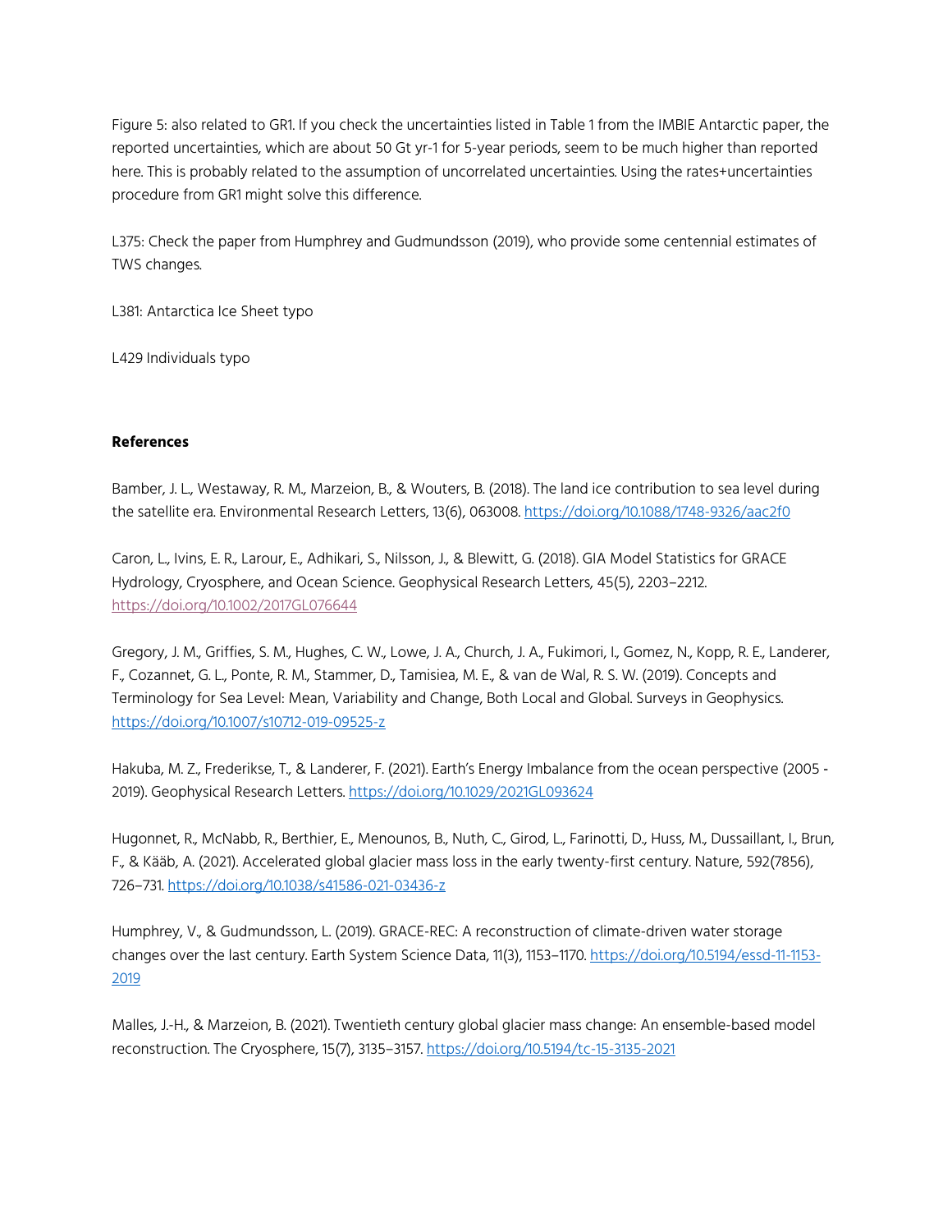Figure 5: also related to GR1. If you check the uncertainties listed in Table 1 from the IMBIE Antarctic paper, the reported uncertainties, which are about 50 Gt yr-1 for 5-year periods, seem to be much higher than reported here. This is probably related to the assumption of uncorrelated uncertainties. Using the rates+uncertainties procedure from GR1 might solve this difference.

L375: Check the paper from Humphrey and Gudmundsson (2019), who provide some centennial estimates of TWS changes.

L381: Antarctica Ice Sheet typo

L429 Individuals typo

**References**

Bamber, J. L., Westaway, R. M., Marzeion, B., & Wouters, B. (2018). The land ice contribution to sea level during the satellite era. Environmental Research Letters, 13(6), 063008. https://doi.org/10.1088/1748-9326/aac2f0

Caron, L., Ivins, E. R., Larour, E., Adhikari, S., Nilsson, J., & Blewitt, G. (2018). GIA Model Statistics for GRACE Hydrology, Cryosphere, and Ocean Science. Geophysical Research Letters, 45(5), 2203–2212. https://doi.org/10.1002/2017GL076644

Gregory, J. M., Griffies, S. M., Hughes, C. W., Lowe, J. A., Church, J. A., Fukimori, I., Gomez, N., Kopp, R. E., Landerer, F., Cozannet, G. L., Ponte, R. M., Stammer, D., Tamisiea, M. E., & van de Wal, R. S. W. (2019). Concepts and Terminology for Sea Level: Mean, Variability and Change, Both Local and Global. Surveys in Geophysics. https://doi.org/10.1007/s10712-019-09525-z

Hakuba, M. Z., Frederikse, T., & Landerer, F. (2021). Earth's Energy Imbalance from the ocean perspective (2005 - 2019). Geophysical Research Letters. https://doi.org/10.1029/2021GL093624

Hugonnet, R., McNabb, R., Berthier, E., Menounos, B., Nuth, C., Girod, L., Farinotti, D., Huss, M., Dussaillant, I., Brun, F., & Kääb, A. (2021). Accelerated global glacier mass loss in the early twenty-first century. Nature, 592(7856), 726–731. https://doi.org/10.1038/s41586-021-03436-z

Humphrey, V., & Gudmundsson, L. (2019). GRACE-REC: A reconstruction of climate-driven water storage changes over the last century. Earth System Science Data, 11(3), 1153–1170. https://doi.org/10.5194/essd-11-1153-2019

Malles, J.-H., & Marzeion, B. (2021). Twentieth century global glacier mass change: An ensemble-based model reconstruction. The Cryosphere, 15(7), 3135–3157. https://doi.org/10.5194/tc-15-3135-2021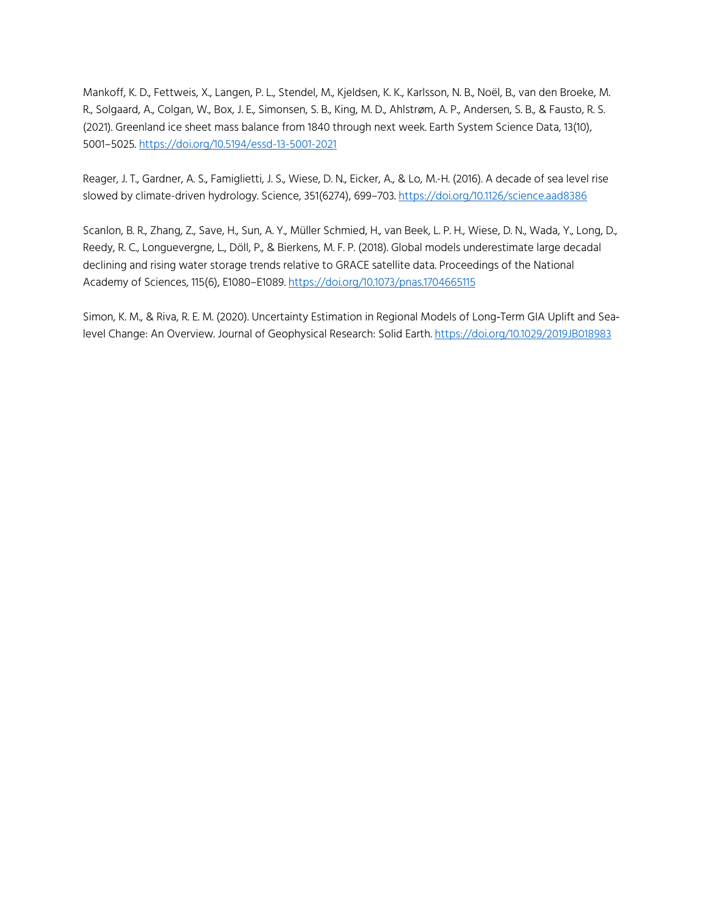Mankoff, K. D., Fettweis, X., Langen, P. L., Stendel, M., Kjeldsen, K. K., Karlsson, N. B., Noël, B., van den Broeke, M. R., Solgaard, A., Colgan, W., Box, J. E., Simonsen, S. B., King, M. D., Ahlstrøm, A. P., Andersen, S. B., & Fausto, R. S. (2021). Greenland ice sheet mass balance from 1840 through next week. Earth System Science Data, 13(10), 5001–5025. https://doi.org/10.5194/essd-13-5001-2021

Reager, J. T., Gardner, A. S., Famiglietti, J. S., Wiese, D. N., Eicker, A., & Lo, M.-H. (2016). A decade of sea level rise slowed by climate-driven hydrology. Science, 351(6274), 699–703. https://doi.org/10.1126/science.aad8386

Scanlon, B. R., Zhang, Z., Save, H., Sun, A. Y., Müller Schmied, H., van Beek, L. P. H., Wiese, D. N., Wada, Y., Long, D., Reedy, R. C., Longuevergne, L., Döll, P., & Bierkens, M. F. P. (2018). Global models underestimate large decadal declining and rising water storage trends relative to GRACE satellite data. Proceedings of the National Academy of Sciences, 115(6), E1080–E1089. https://doi.org/10.1073/pnas.1704665115

Simon, K. M., & Riva, R. E. M. (2020). Uncertainty Estimation in Regional Models of Long-Term GIA Uplift and Sea-level Change: An Overview. Journal of Geophysical Research: Solid Earth. https://doi.org/10.1029/2019JB018983